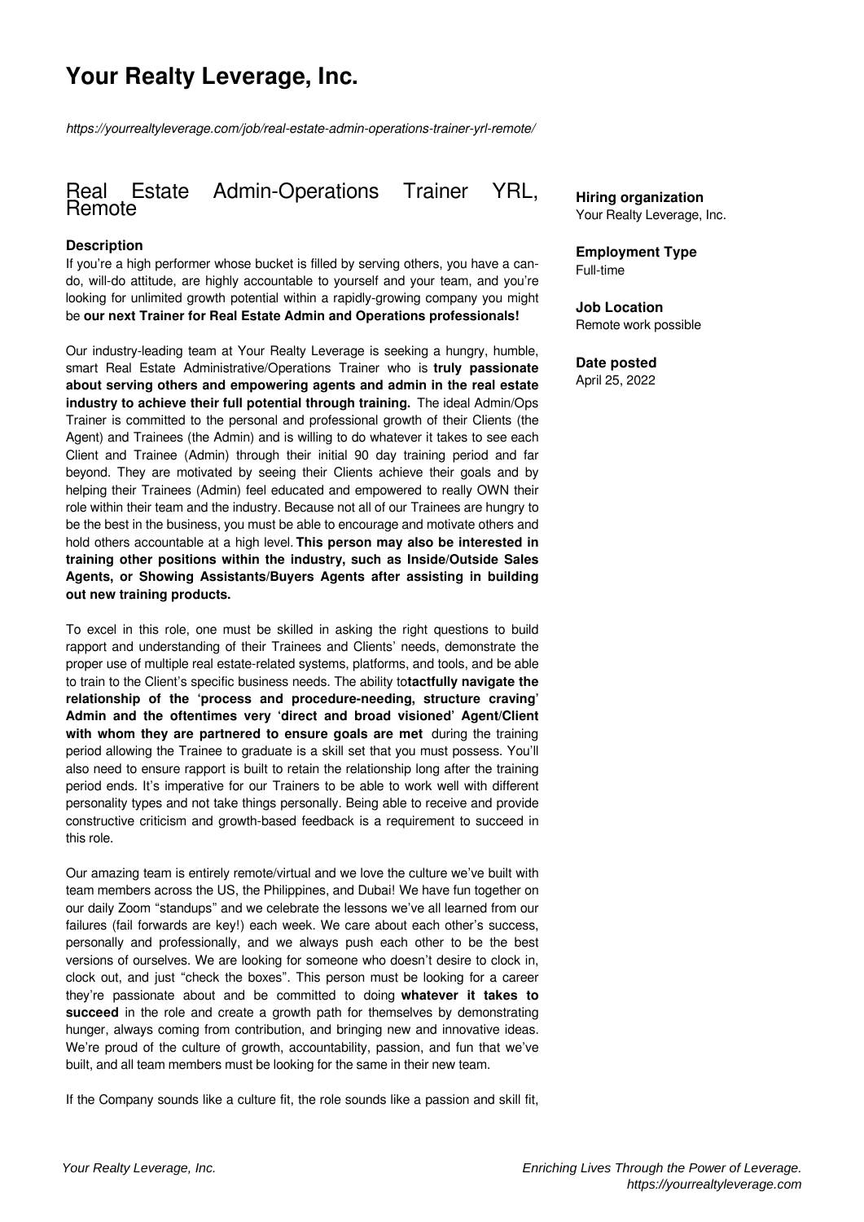# Your Realty Leverage, Inc.

*https://yourrealtyleverage.com/job/real-estate-admin-operations-trainer-yrl-remote/*

## Real Estate Admin-Operations Trainer YRL, Remote

**Hiring organization**
Your Realty Leverage, Inc.

**Employment Type**
Full-time

**Job Location**
Remote work possible

**Date posted**
April 25, 2022

### Description

If you're a high performer whose bucket is filled by serving others, you have a can-do, will-do attitude, are highly accountable to yourself and your team, and you're looking for unlimited growth potential within a rapidly-growing company you might be **our next Trainer for Real Estate Admin and Operations professionals!**

Our industry-leading team at Your Realty Leverage is seeking a hungry, humble, smart Real Estate Administrative/Operations Trainer who is **truly passionate about serving others and empowering agents and admin in the real estate industry to achieve their full potential through training.** The ideal Admin/Ops Trainer is committed to the personal and professional growth of their Clients (the Agent) and Trainees (the Admin) and is willing to do whatever it takes to see each Client and Trainee (Admin) through their initial 90 day training period and far beyond. They are motivated by seeing their Clients achieve their goals and by helping their Trainees (Admin) feel educated and empowered to really OWN their role within their team and the industry. Because not all of our Trainees are hungry to be the best in the business, you must be able to encourage and motivate others and hold others accountable at a high level. **This person may also be interested in training other positions within the industry, such as Inside/Outside Sales Agents, or Showing Assistants/Buyers Agents after assisting in building out new training products.**

To excel in this role, one must be skilled in asking the right questions to build rapport and understanding of their Trainees and Clients' needs, demonstrate the proper use of multiple real estate-related systems, platforms, and tools, and be able to train to the Client's specific business needs. The ability to**tactfully navigate the relationship of the 'process and procedure-needing, structure craving' Admin and the oftentimes very 'direct and broad visioned' Agent/Client with whom they are partnered to ensure goals are met** during the training period allowing the Trainee to graduate is a skill set that you must possess. You'll also need to ensure rapport is built to retain the relationship long after the training period ends. It's imperative for our Trainers to be able to work well with different personality types and not take things personally. Being able to receive and provide constructive criticism and growth-based feedback is a requirement to succeed in this role.

Our amazing team is entirely remote/virtual and we love the culture we've built with team members across the US, the Philippines, and Dubai! We have fun together on our daily Zoom "standups" and we celebrate the lessons we've all learned from our failures (fail forwards are key!) each week. We care about each other's success, personally and professionally, and we always push each other to be the best versions of ourselves. We are looking for someone who doesn't desire to clock in, clock out, and just "check the boxes". This person must be looking for a career they're passionate about and be committed to doing **whatever it takes to succeed** in the role and create a growth path for themselves by demonstrating hunger, always coming from contribution, and bringing new and innovative ideas. We're proud of the culture of growth, accountability, passion, and fun that we've built, and all team members must be looking for the same in their new team.

If the Company sounds like a culture fit, the role sounds like a passion and skill fit,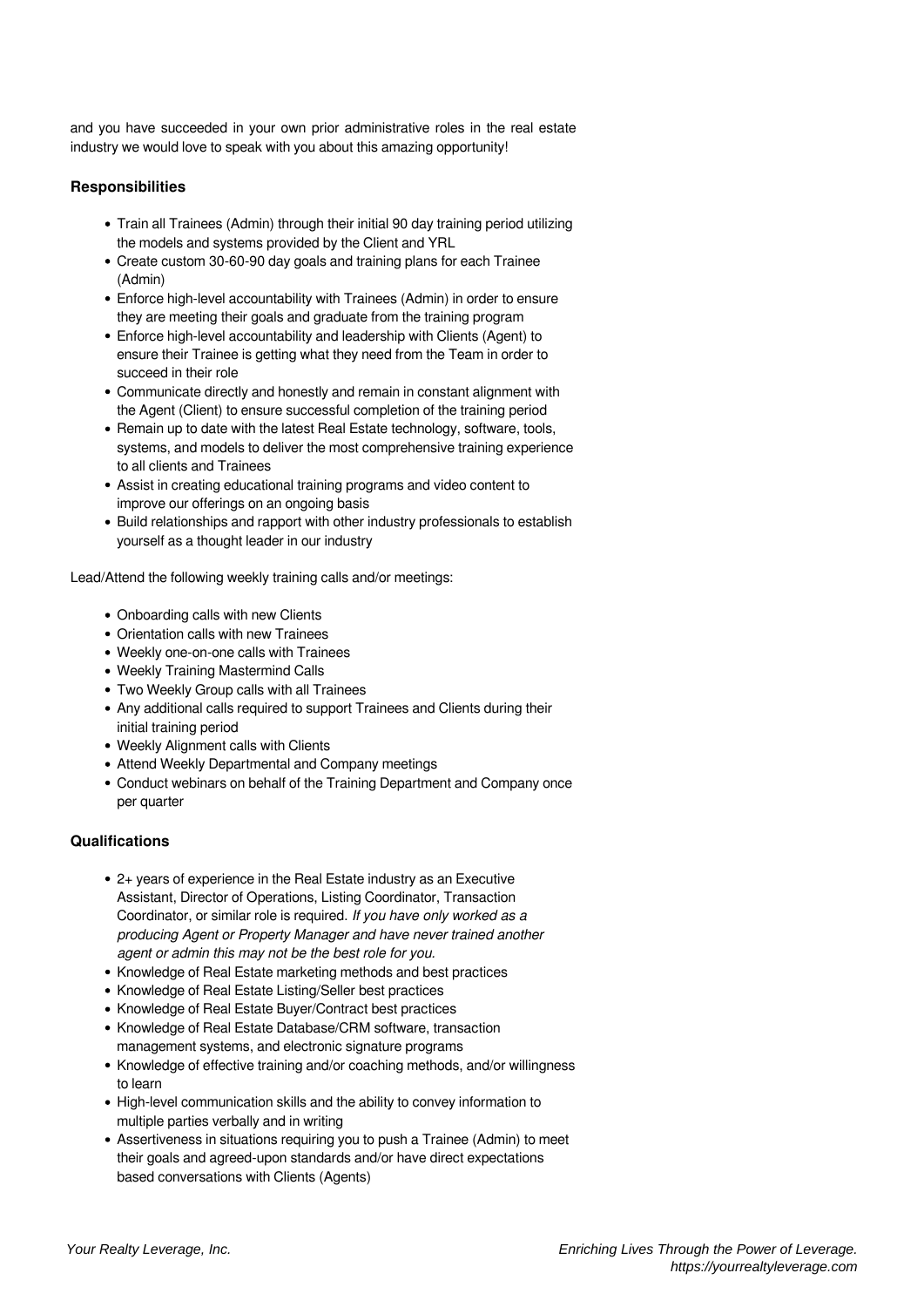and you have succeeded in your own prior administrative roles in the real estate industry we would love to speak with you about this amazing opportunity!

### Responsibilities

- Train all Trainees (Admin) through their initial 90 day training period utilizing the models and systems provided by the Client and YRL
- Create custom 30-60-90 day goals and training plans for each Trainee (Admin)
- Enforce high-level accountability with Trainees (Admin) in order to ensure they are meeting their goals and graduate from the training program
- Enforce high-level accountability and leadership with Clients (Agent) to ensure their Trainee is getting what they need from the Team in order to succeed in their role
- Communicate directly and honestly and remain in constant alignment with the Agent (Client) to ensure successful completion of the training period
- Remain up to date with the latest Real Estate technology, software, tools, systems, and models to deliver the most comprehensive training experience to all clients and Trainees
- Assist in creating educational training programs and video content to improve our offerings on an ongoing basis
- Build relationships and rapport with other industry professionals to establish yourself as a thought leader in our industry

Lead/Attend the following weekly training calls and/or meetings:

- Onboarding calls with new Clients
- Orientation calls with new Trainees
- Weekly one-on-one calls with Trainees
- Weekly Training Mastermind Calls
- Two Weekly Group calls with all Trainees
- Any additional calls required to support Trainees and Clients during their initial training period
- Weekly Alignment calls with Clients
- Attend Weekly Departmental and Company meetings
- Conduct webinars on behalf of the Training Department and Company once per quarter

### Qualifications

- 2+ years of experience in the Real Estate industry as an Executive Assistant, Director of Operations, Listing Coordinator, Transaction Coordinator, or similar role is required. *If you have only worked as a producing Agent or Property Manager and have never trained another agent or admin this may not be the best role for you.*
- Knowledge of Real Estate marketing methods and best practices
- Knowledge of Real Estate Listing/Seller best practices
- Knowledge of Real Estate Buyer/Contract best practices
- Knowledge of Real Estate Database/CRM software, transaction management systems, and electronic signature programs
- Knowledge of effective training and/or coaching methods, and/or willingness to learn
- High-level communication skills and the ability to convey information to multiple parties verbally and in writing
- Assertiveness in situations requiring you to push a Trainee (Admin) to meet their goals and agreed-upon standards and/or have direct expectations based conversations with Clients (Agents)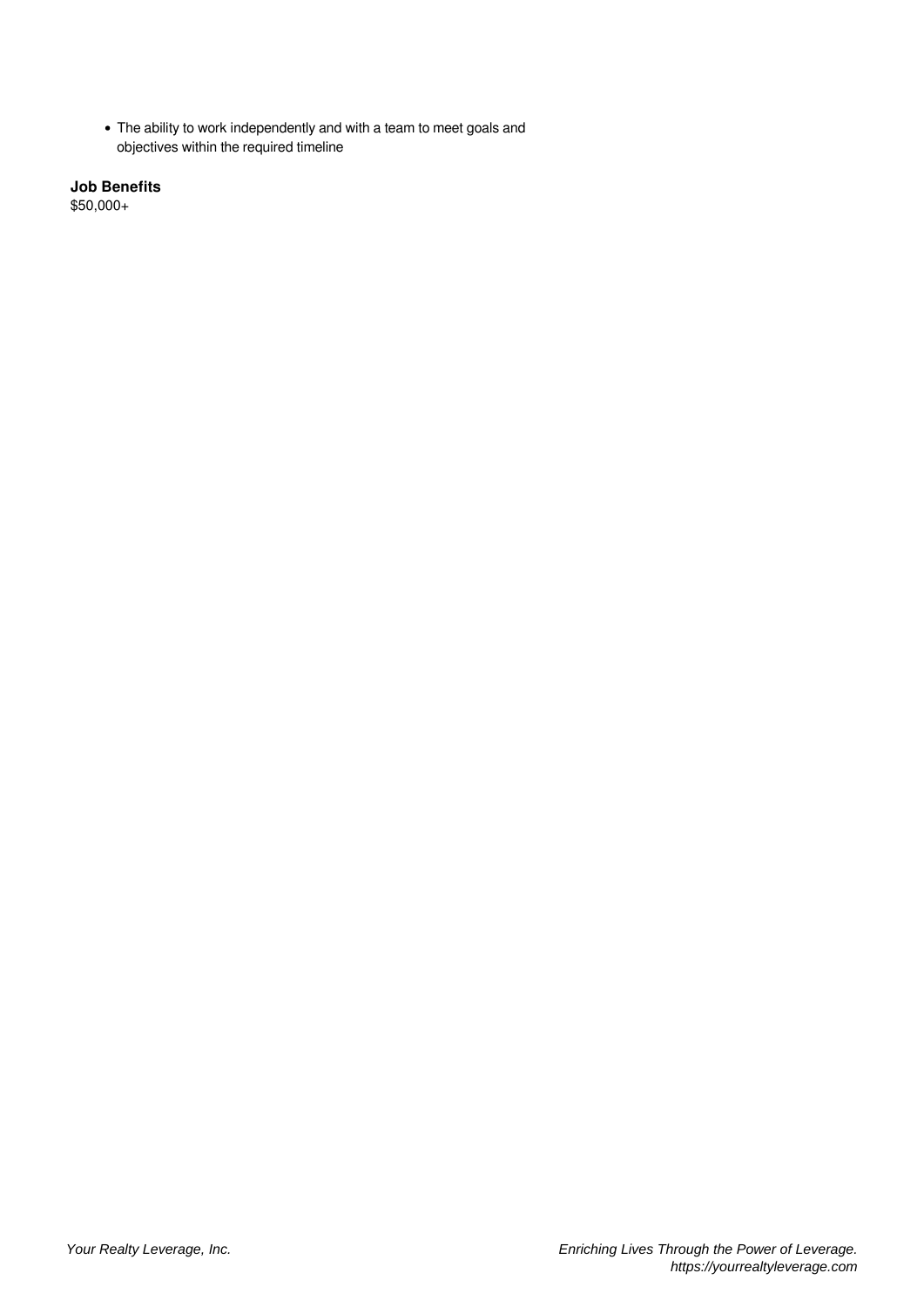- The ability to work independently and with a team to meet goals and objectives within the required timeline

**Job Benefits**

$50,000+